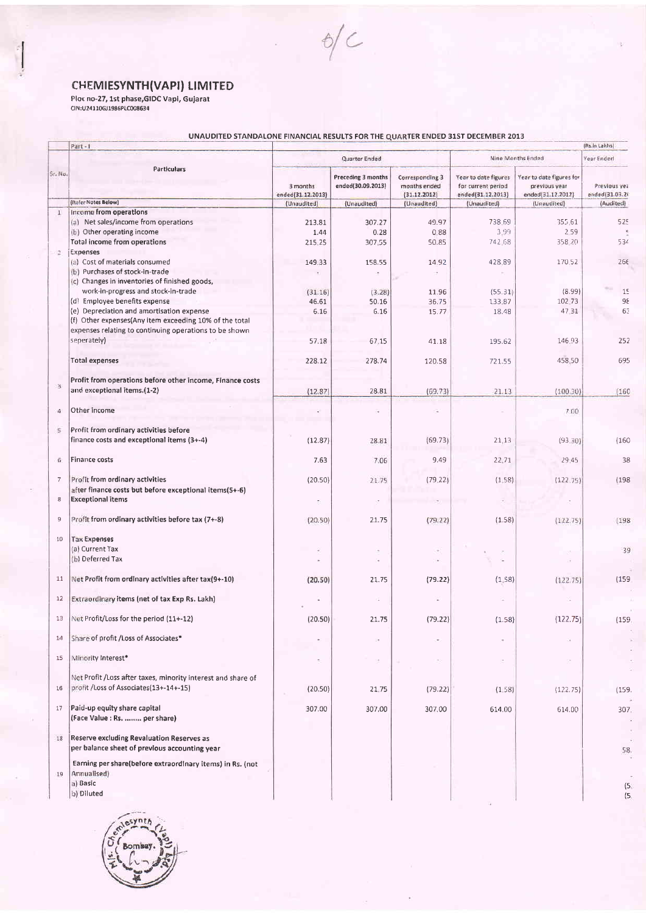O/C

# CHEMIESYNTH(VAPI) LIMITED

Plot no-27, 1st phase,GIDC Vapi, Gujarat
CIN:U24110GJ1986PLC008634

## UNAUDITED STANDALONE FINANCIAL RESULTS FOR THE QUARTER ENDED 31ST DECEMBER 2013

Part - I (Rs.in Lakhs)

| Sr. No. | Particulars | Quarter Ended | | | Nine Months Ended | | Year Ended |
|---|---|---|---|---|---|---|---|
| | | 3 months ended(31.12.2013) | Preceding 3 months ended(30.09.2013) | Corresponding 3 months ended (31.12.2012) | Year to date figures for current period ended(31.12.2013) | Year to date figures for previous year ended(31.12.2012) | Previous year ended(31.03.20 |
| | (Refer Notes Below) | (Unaudited) | (Unaudited) | (Unaudited) | (Unaudited) | (Unaudited) | (Audited) |
| 1 | Income from operations | | | | | | |
| | (a) Net sales/income from operations | 213.81 | 307.27 | 49.97 | 738.69 | 355.61 | 52 |
| | (b) Other operating income | 1.44 | 0.28 | 0.88 | 3.99 | 2.59 | |
| | Total income from operations | 215.25 | 307.55 | 50.85 | 742.68 | 358.20 | 53 |
| 2 | Expenses | | | | | | |
| | (a) Cost of materials consumed | 149.33 | 158.55 | 14.92 | 428.89 | 170.52 | 26 |
| | (b) Purchases of stock-in-trade | - | - | - | - | - | |
| | (c) Changes in inventories of finished goods, work-in-progress and stock-in-trade | (31.16) | (3.28) | 11.96 | (55.31) | (8.99) | 1 |
| | (d) Employee benefits expense | 46.61 | 50.16 | 36.75 | 133.87 | 102.73 | 9 |
| | (e) Depreciation and amortisation expense | 6.16 | 6.16 | 15.77 | 18.48 | 47.31 | 6 |
| | (f) Other expenses(Any item exceeding 10% of the total expenses relating to continuing operations to be shown seperately) | 57.18 | 67.15 | 41.18 | 195.62 | 146.93 | 252 |
| | Total expenses | 228.12 | 278.74 | 120.58 | 721.55 | 458.50 | 695 |
| 3 | Profit from operations before other income, Finance costs and exceptional items.(1-2) | (12.87) | 28.81 | (69.73) | 21.13 | (100.30) | (160 |
| 4 | Other income | - | - | - | - | 7.00 | |
| 5 | Profit from ordinary activities before finance costs and exceptional items (3+-4) | (12.87) | 28.81 | (69.73) | 21.13 | (93.30) | (160 |
| 6 | Finance costs | 7.63 | 7.06 | 9.49 | 22.71 | 29.45 | 38 |
| 7 | Profit from ordinary activities after finance costs but before exceptional items(5+-6) | (20.50) | 21.75 | (79.22) | (1.58) | (122.75) | (198 |
| 8 | Exceptional items | - | - | - | - | - | |
| 9 | Profit from ordinary activities before tax (7+-8) | (20.50) | 21.75 | (79.22) | (1.58) | (122.75) | (198 |
| 10 | Tax Expenses | | | | | | |
| | (a) Current Tax | - | - | - | - | - | 39 |
| | (b) Deferred Tax | - | - | - | - | - | |
| 11 | Net Profit from ordinary activities after tax(9+-10) | (20.50) | 21.75 | (79.22) | (1.58) | (122.75) | (159 |
| 12 | Extraordinary items (net of tax Exp Rs. Lakh) | - | - | - | - | - | |
| 13 | Net Profit/Loss for the period (11+-12) | (20.50) | 21.75 | (79.22) | (1.58) | (122.75) | (159. |
| 14 | Share of profit /Loss of Associates* | - | - | - | - | - | |
| 15 | Minority Interest* | - | - | - | - | - | |
| 16 | Net Profit /Loss after taxes, minority interest and share of profit /Loss of Associates(13+-14+-15) | (20.50) | 21.75 | (79.22) | (1.58) | (122.75) | (159. |
| 17 | Paid-up equity share capital (Face Value : Rs. ........ per share) | 307.00 | 307.00 | 307.00 | 614.00 | 614.00 | 307. |
| 18 | Reserve excluding Revaluation Reserves as per balance sheet of previous accounting year | | | | | | 58. |
| 19 | Earning per share(before extraordinary items) in Rs. (not Annualised) | | | | | | |
| | a) Basic | | | | | | (5. |
| | b) Diluted | | | | | | (5. |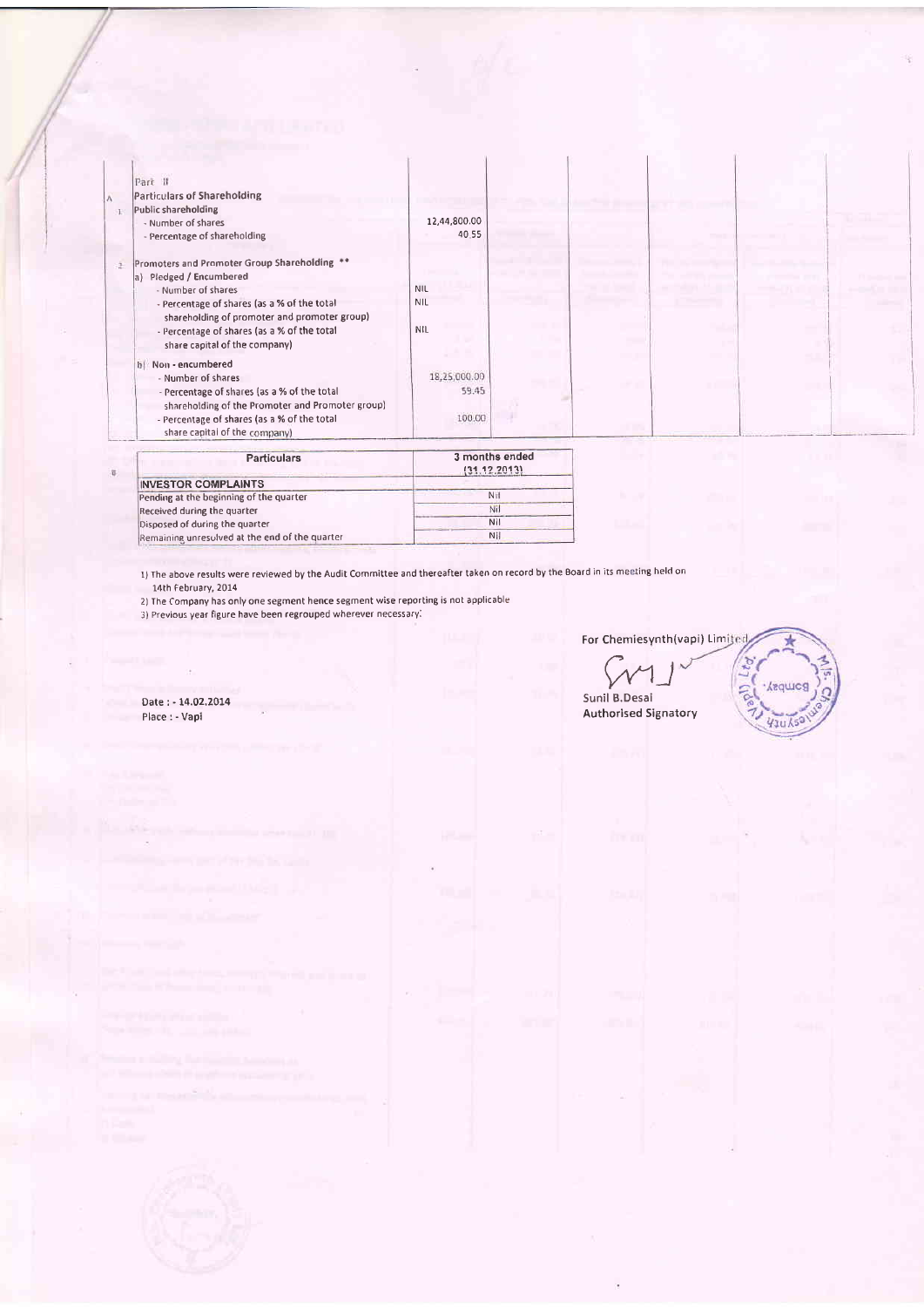| | | | | | | | |
|---|---|---|---|---|---|---|---|
| | **Part II** | | | | | | |
| A | **Particulars of Shareholding** | | | | | | |
| 1 | **Public shareholding** | | | | | | |
| | - Number of shares | 12,44,800.00 | | | | | |
| | - Percentage of shareholding | 40.55 | | | | | |
| 2 | **Promoters and Promoter Group Shareholding \*\*** | | | | | | |
| | a) Pledged / Encumbered | | | | | | |
| | - Number of shares | NIL | | | | | |
| | - Percentage of shares (as a % of the total shareholding of promoter and promoter group) | NIL | | | | | |
| | - Percentage of shares (as a % of the total share capital of the company) | NIL | | | | | |
| | b) Non - encumbered | | | | | | |
| | - Number of shares | 18,25,000.00 | | | | | |
| | - Percentage of shares (as a % of the total shareholding of the Promoter and Promoter group) | 59.45 | | | | | |
| | - Percentage of shares (as a % of the total share capital of the company) | 100.00 | | | | | |

| B | Particulars | 3 months ended (31.12.2013) |
|---|---|---|
| | **INVESTOR COMPLAINTS** | |
| | Pending at the beginning of the quarter | Nil |
| | Received during the quarter | Nil |
| | Disposed of during the quarter | Nil |
| | Remaining unresolved at the end of the quarter | Nil |

1) The above results were reviewed by the Audit Committee and thereafter taken on record by the Board in its meeting held on 14th February, 2014

2) The Company has only one segment hence segment wise reporting is not applicable

3) Previous year figure have been regrouped wherever necessary.

Date : - 14.02.2014
Place : - Vapi

For Chemiesynth(vapi) Limited

Sunil B.Desai
Authorised Signatory